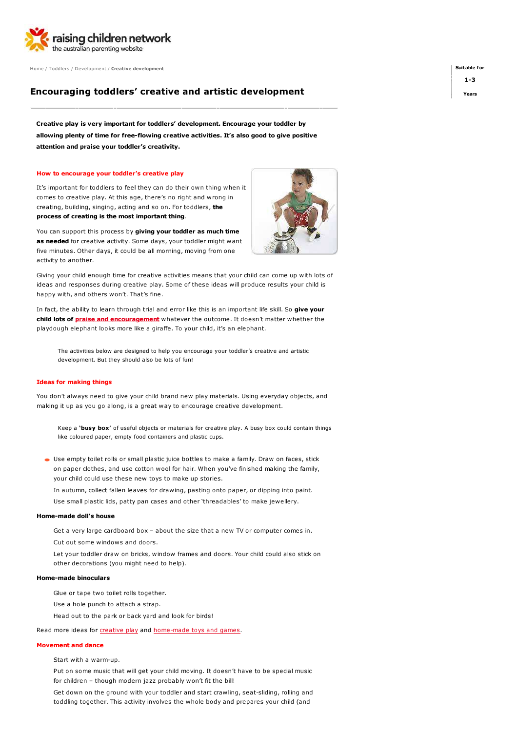raising children network
the australian parenting website

Home / Toddlers / Development / **Creative development**

Suitable for **1-3 Years**

# Encouraging toddlers' creative and artistic development

**Creative play is very important for toddlers' development. Encourage your toddler by allowing plenty of time for free-flowing creative activities. It's also good to give positive attention and praise your toddler's creativity.**

## How to encourage your toddler's creative play

It's important for toddlers to feel they can do their own thing when it comes to creative play. At this age, there's no right and wrong in creating, building, singing, acting and so on. For toddlers, **the process of creating is the most important thing**.

You can support this process by **giving your toddler as much time as needed** for creative activity. Some days, your toddler might want five minutes. Other days, it could be all morning, moving from one activity to another.

Giving your child enough time for creative activities means that your child can come up with lots of ideas and responses during creative play. Some of these ideas will produce results your child is happy with, and others won't. That's fine.

In fact, the ability to learn through trial and error like this is an important life skill. So **give your child lots of praise and encouragement** whatever the outcome. It doesn't matter whether the playdough elephant looks more like a giraffe. To your child, it's an elephant.

> The activities below are designed to help you encourage your toddler's creative and artistic development. But they should also be lots of fun!

## Ideas for making things

You don't always need to give your child brand new play materials. Using everyday objects, and making it up as you go along, is a great way to encourage creative development.

> Keep a **'busy box'** of useful objects or materials for creative play. A busy box could contain things like coloured paper, empty food containers and plastic cups.

- Use empty toilet rolls or small plastic juice bottles to make a family. Draw on faces, stick on paper clothes, and use cotton wool for hair. When you've finished making the family, your child could use these new toys to make up stories.
- In autumn, collect fallen leaves for drawing, pasting onto paper, or dipping into paint.
- Use small plastic lids, patty pan cases and other 'threadables' to make jewellery.

### Home-made doll's house

- Get a very large cardboard box – about the size that a new TV or computer comes in.
- Cut out some windows and doors.
- Let your toddler draw on bricks, window frames and doors. Your child could also stick on other decorations (you might need to help).

### Home-made binoculars

- Glue or tape two toilet rolls together.
- Use a hole punch to attach a strap.
- Head out to the park or back yard and look for birds!

Read more ideas for creative play and home-made toys and games.

## Movement and dance

- Start with a warm-up.
- Put on some music that will get your child moving. It doesn't have to be special music for children – though modern jazz probably won't fit the bill!
- Get down on the ground with your toddler and start crawling, seat-sliding, rolling and toddling together. This activity involves the whole body and prepares your child (and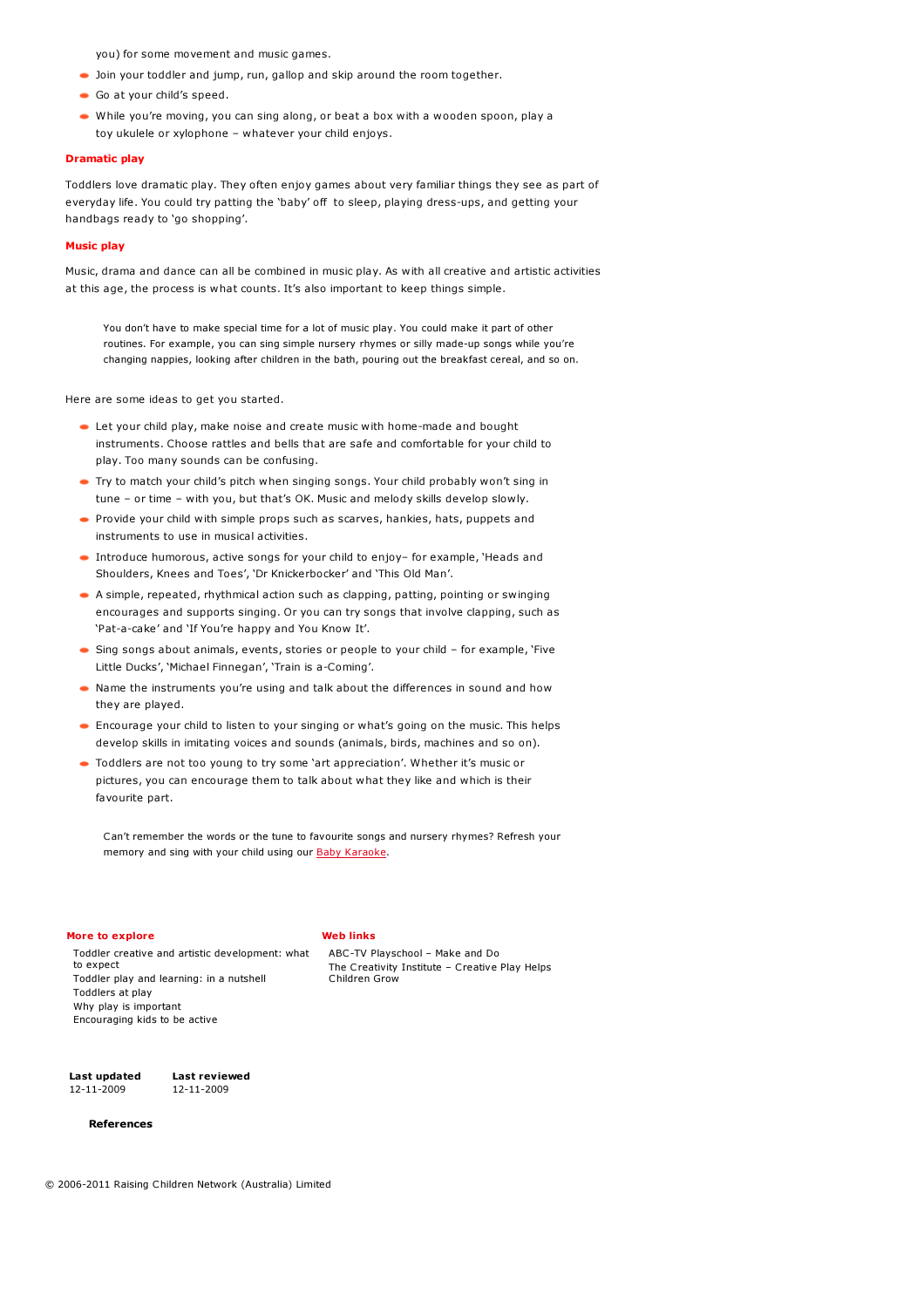you) for some movement and music games.

- Join your toddler and jump, run, gallop and skip around the room together.
- Go at your child's speed.
- While you're moving, you can sing along, or beat a box with a wooden spoon, play a toy ukulele or xylophone – whatever your child enjoys.

### Dramatic play

Toddlers love dramatic play. They often enjoy games about very familiar things they see as part of everyday life. You could try patting the 'baby' off to sleep, playing dress-ups, and getting your handbags ready to 'go shopping'.

### Music play

Music, drama and dance can all be combined in music play. As with all creative and artistic activities at this age, the process is what counts. It's also important to keep things simple.

> You don't have to make special time for a lot of music play. You could make it part of other routines. For example, you can sing simple nursery rhymes or silly made-up songs while you're changing nappies, looking after children in the bath, pouring out the breakfast cereal, and so on.

Here are some ideas to get you started.

- Let your child play, make noise and create music with home-made and bought instruments. Choose rattles and bells that are safe and comfortable for your child to play. Too many sounds can be confusing.
- Try to match your child's pitch when singing songs. Your child probably won't sing in tune – or time – with you, but that's OK. Music and melody skills develop slowly.
- Provide your child with simple props such as scarves, hankies, hats, puppets and instruments to use in musical activities.
- Introduce humorous, active songs for your child to enjoy– for example, 'Heads and Shoulders, Knees and Toes', 'Dr Knickerbocker' and 'This Old Man'.
- A simple, repeated, rhythmical action such as clapping, patting, pointing or swinging encourages and supports singing. Or you can try songs that involve clapping, such as 'Pat-a-cake' and 'If You're happy and You Know It'.
- Sing songs about animals, events, stories or people to your child – for example, 'Five Little Ducks', 'Michael Finnegan', 'Train is a-Coming'.
- Name the instruments you're using and talk about the differences in sound and how they are played.
- Encourage your child to listen to your singing or what's going on the music. This helps develop skills in imitating voices and sounds (animals, birds, machines and so on).
- Toddlers are not too young to try some 'art appreciation'. Whether it's music or pictures, you can encourage them to talk about what they like and which is their favourite part.

> Can't remember the words or the tune to favourite songs and nursery rhymes? Refresh your memory and sing with your child using our Baby Karaoke.

### More to explore

- Toddler creative and artistic development: what to expect
- Toddler play and learning: in a nutshell
- Toddlers at play
- Why play is important
- Encouraging kids to be active

### Web links

- ABC-TV Playschool – Make and Do
- The Creativity Institute – Creative Play Helps Children Grow

| Last updated | Last reviewed |
| --- | --- |
| 12-11-2009 | 12-11-2009 |

**References**

© 2006-2011 Raising Children Network (Australia) Limited